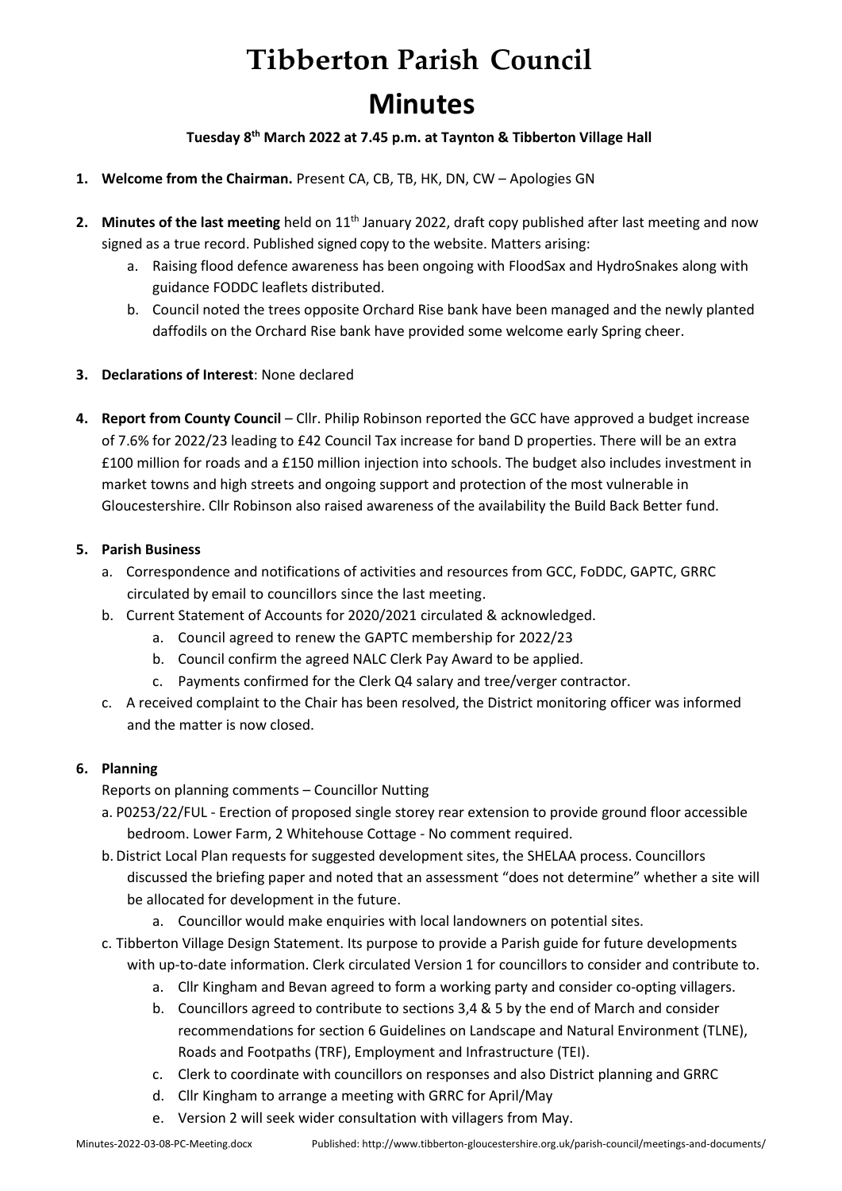# Tibberton Parish Council

# Minutes

**Tuesday 8th March 2022 at 7.45 p.m. at Taynton & Tibberton Village Hall**

1. **Welcome from the Chairman.** Present CA, CB, TB, HK, DN, CW – Apologies GN

2. **Minutes of the last meeting** held on 11th January 2022, draft copy published after last meeting and now signed as a true record. Published signed copy to the website. Matters arising:
   a. Raising flood defence awareness has been ongoing with FloodSax and HydroSnakes along with guidance FODDC leaflets distributed.
   b. Council noted the trees opposite Orchard Rise bank have been managed and the newly planted daffodils on the Orchard Rise bank have provided some welcome early Spring cheer.

3. **Declarations of Interest**: None declared

4. **Report from County Council** – Cllr. Philip Robinson reported the GCC have approved a budget increase of 7.6% for 2022/23 leading to £42 Council Tax increase for band D properties. There will be an extra £100 million for roads and a £150 million injection into schools. The budget also includes investment in market towns and high streets and ongoing support and protection of the most vulnerable in Gloucestershire. Cllr Robinson also raised awareness of the availability the Build Back Better fund.

5. **Parish Business**
   a. Correspondence and notifications of activities and resources from GCC, FoDDC, GAPTC, GRRC circulated by email to councillors since the last meeting.
   b. Current Statement of Accounts for 2020/2021 circulated & acknowledged.
      a. Council agreed to renew the GAPTC membership for 2022/23
      b. Council confirm the agreed NALC Clerk Pay Award to be applied.
      c. Payments confirmed for the Clerk Q4 salary and tree/verger contractor.
   c. A received complaint to the Chair has been resolved, the District monitoring officer was informed and the matter is now closed.

6. **Planning**

   Reports on planning comments – Councillor Nutting
   a. P0253/22/FUL - Erection of proposed single storey rear extension to provide ground floor accessible bedroom. Lower Farm, 2 Whitehouse Cottage - No comment required.
   b. District Local Plan requests for suggested development sites, the SHELAA process. Councillors discussed the briefing paper and noted that an assessment "does not determine" whether a site will be allocated for development in the future.
      a. Councillor would make enquiries with local landowners on potential sites.
   c. Tibberton Village Design Statement. Its purpose to provide a Parish guide for future developments with up-to-date information. Clerk circulated Version 1 for councillors to consider and contribute to.
      a. Cllr Kingham and Bevan agreed to form a working party and consider co-opting villagers.
      b. Councillors agreed to contribute to sections 3,4 & 5 by the end of March and consider recommendations for section 6 Guidelines on Landscape and Natural Environment (TLNE), Roads and Footpaths (TRF), Employment and Infrastructure (TEI).
      c. Clerk to coordinate with councillors on responses and also District planning and GRRC
      d. Cllr Kingham to arrange a meeting with GRRC for April/May
      e. Version 2 will seek wider consultation with villagers from May.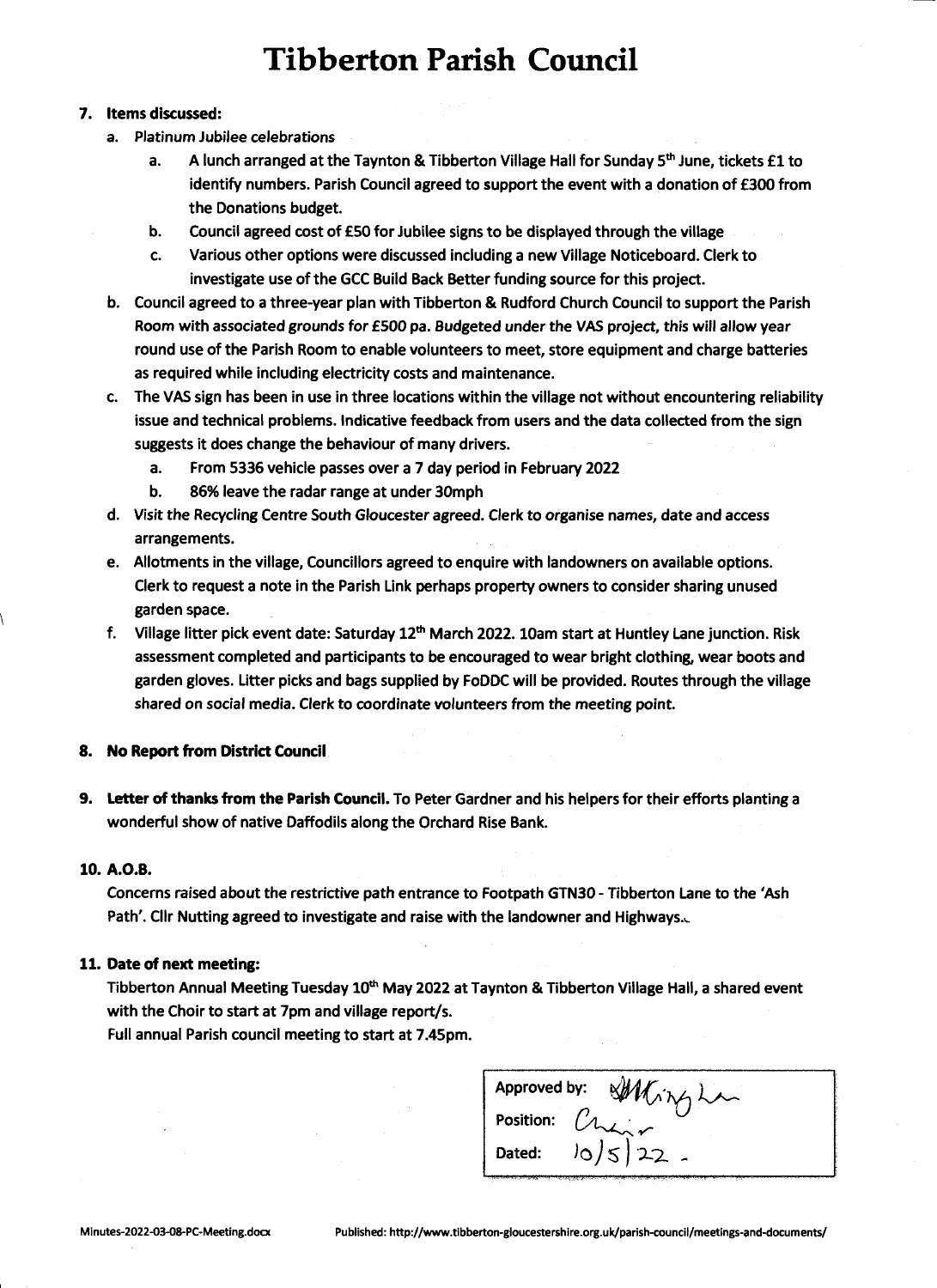# Tibberton Parish Council

7. **Items discussed:**
   a. Platinum Jubilee celebrations
      a. A lunch arranged at the Taynton & Tibberton Village Hall for Sunday 5th June, tickets £1 to identify numbers. Parish Council agreed to support the event with a donation of £300 from the Donations budget.
      b. Council agreed cost of £50 for Jubilee signs to be displayed through the village
      c. Various other options were discussed including a new Village Noticeboard. Clerk to investigate use of the GCC Build Back Better funding source for this project.
   b. Council agreed to a three-year plan with Tibberton & Rudford Church Council to support the Parish Room with associated grounds for £500 pa. Budgeted under the VAS project, this will allow year round use of the Parish Room to enable volunteers to meet, store equipment and charge batteries as required while including electricity costs and maintenance.
   c. The VAS sign has been in use in three locations within the village not without encountering reliability issue and technical problems. Indicative feedback from users and the data collected from the sign suggests it does change the behaviour of many drivers.
      a. From 5336 vehicle passes over a 7 day period in February 2022
      b. 86% leave the radar range at under 30mph
   d. Visit the Recycling Centre South Gloucester agreed. Clerk to organise names, date and access arrangements.
   e. Allotments in the village, Councillors agreed to enquire with landowners on available options. Clerk to request a note in the Parish Link perhaps property owners to consider sharing unused garden space.
   f. Village litter pick event date: Saturday 12th March 2022. 10am start at Huntley Lane junction. Risk assessment completed and participants to be encouraged to wear bright clothing, wear boots and garden gloves. Litter picks and bags supplied by FoDDC will be provided. Routes through the village shared on social media. Clerk to coordinate volunteers from the meeting point.

8. **No Report from District Council**

9. **Letter of thanks from the Parish Council.** To Peter Gardner and his helpers for their efforts planting a wonderful show of native Daffodils along the Orchard Rise Bank.

10. **A.O.B.**

    Concerns raised about the restrictive path entrance to Footpath GTN30 - Tibberton Lane to the 'Ash Path'. Cllr Nutting agreed to investigate and raise with the landowner and Highways.

11. **Date of next meeting:**

    Tibberton Annual Meeting Tuesday 10th May 2022 at Taynton & Tibberton Village Hall, a shared event with the Choir to start at 7pm and village report/s.
    Full annual Parish council meeting to start at 7.45pm.

| | |
|---|---|
| Approved by: | [signature] |
| Position: | Chair |
| Dated: | 10/5/22 |

Minutes-2022-03-08-PC-Meeting.docx

Published: http://www.tibberton-gloucestershire.org.uk/parish-council/meetings-and-documents/